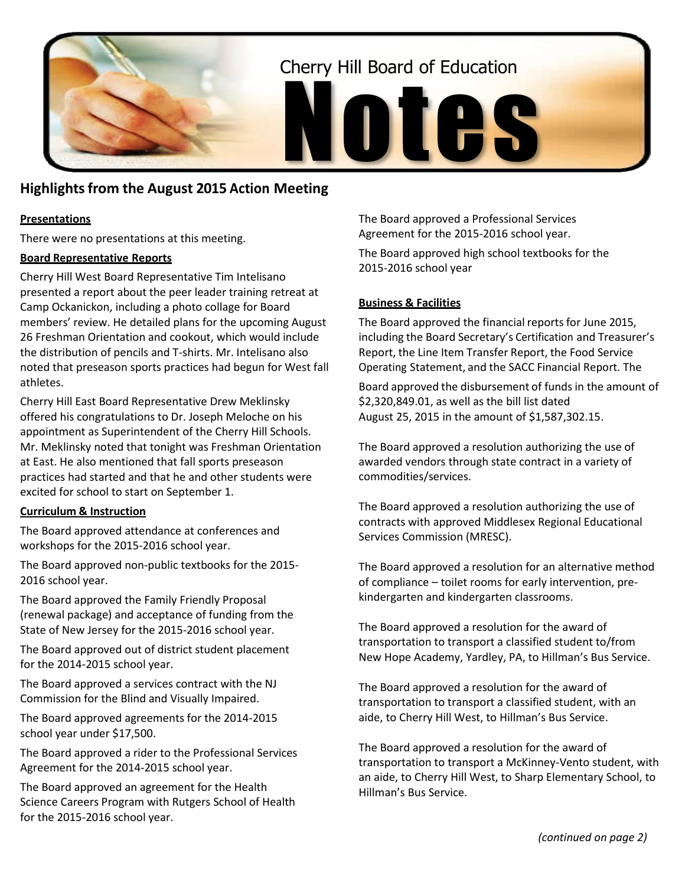# Cherry Hill Board of Education Notes

## Highlights from the August 2015 Action Meeting

**Presentations**

There were no presentations at this meeting.

**Board Representative Reports**

Cherry Hill West Board Representative Tim Intelisano presented a report about the peer leader training retreat at Camp Ockanickon, including a photo collage for Board members' review. He detailed plans for the upcoming August 26 Freshman Orientation and cookout, which would include the distribution of pencils and T-shirts. Mr. Intelisano also noted that preseason sports practices had begun for West fall athletes.

Cherry Hill East Board Representative Drew Meklinsky offered his congratulations to Dr. Joseph Meloche on his appointment as Superintendent of the Cherry Hill Schools. Mr. Meklinsky noted that tonight was Freshman Orientation at East. He also mentioned that fall sports preseason practices had started and that he and other students were excited for school to start on September 1.

**Curriculum & Instruction**

The Board approved attendance at conferences and workshops for the 2015-2016 school year.

The Board approved non-public textbooks for the 2015-2016 school year.

The Board approved the Family Friendly Proposal (renewal package) and acceptance of funding from the State of New Jersey for the 2015-2016 school year.

The Board approved out of district student placement for the 2014-2015 school year.

The Board approved a services contract with the NJ Commission for the Blind and Visually Impaired.

The Board approved agreements for the 2014-2015 school year under $17,500.

The Board approved a rider to the Professional Services Agreement for the 2014-2015 school year.

The Board approved an agreement for the Health Science Careers Program with Rutgers School of Health for the 2015-2016 school year.

The Board approved a Professional Services Agreement for the 2015-2016 school year.

The Board approved high school textbooks for the 2015-2016 school year

**Business & Facilities**

The Board approved the financial reports for June 2015, including the Board Secretary's Certification and Treasurer's Report, the Line Item Transfer Report, the Food Service Operating Statement, and the SACC Financial Report. The Board approved the disbursement of funds in the amount of $2,320,849.01, as well as the bill list dated August 25, 2015 in the amount of $1,587,302.15.

The Board approved a resolution authorizing the use of awarded vendors through state contract in a variety of commodities/services.

The Board approved a resolution authorizing the use of contracts with approved Middlesex Regional Educational Services Commission (MRESC).

The Board approved a resolution for an alternative method of compliance – toilet rooms for early intervention, pre-kindergarten and kindergarten classrooms.

The Board approved a resolution for the award of transportation to transport a classified student to/from New Hope Academy, Yardley, PA, to Hillman's Bus Service.

The Board approved a resolution for the award of transportation to transport a classified student, with an aide, to Cherry Hill West, to Hillman's Bus Service.

The Board approved a resolution for the award of transportation to transport a McKinney-Vento student, with an aide, to Cherry Hill West, to Sharp Elementary School, to Hillman's Bus Service.

*(continued on page 2)*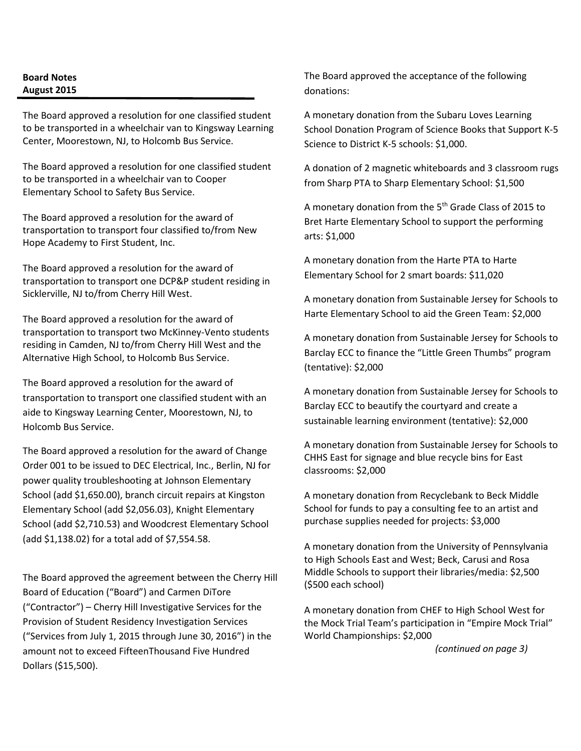**Board Notes**
**August 2015**

The Board approved a resolution for one classified student to be transported in a wheelchair van to Kingsway Learning Center, Moorestown, NJ, to Holcomb Bus Service.

The Board approved a resolution for one classified student to be transported in a wheelchair van to Cooper Elementary School to Safety Bus Service.

The Board approved a resolution for the award of transportation to transport four classified to/from New Hope Academy to First Student, Inc.

The Board approved a resolution for the award of transportation to transport one DCP&P student residing in Sicklerville, NJ to/from Cherry Hill West.

The Board approved a resolution for the award of transportation to transport two McKinney-Vento students residing in Camden, NJ to/from Cherry Hill West and the Alternative High School, to Holcomb Bus Service.

The Board approved a resolution for the award of transportation to transport one classified student with an aide to Kingsway Learning Center, Moorestown, NJ, to Holcomb Bus Service.

The Board approved a resolution for the award of Change Order 001 to be issued to DEC Electrical, Inc., Berlin, NJ for power quality troubleshooting at Johnson Elementary School (add $1,650.00), branch circuit repairs at Kingston Elementary School (add $2,056.03), Knight Elementary School (add $2,710.53) and Woodcrest Elementary School (add $1,138.02) for a total add of $7,554.58.

The Board approved the agreement between the Cherry Hill Board of Education ("Board") and Carmen DiTore ("Contractor") – Cherry Hill Investigative Services for the Provision of Student Residency Investigation Services ("Services from July 1, 2015 through June 30, 2016") in the amount not to exceed FifteenThousand Five Hundred Dollars ($15,500).

The Board approved the acceptance of the following donations:

A monetary donation from the Subaru Loves Learning School Donation Program of Science Books that Support K-5 Science to District K-5 schools: $1,000.

A donation of 2 magnetic whiteboards and 3 classroom rugs from Sharp PTA to Sharp Elementary School: $1,500

A monetary donation from the 5th Grade Class of 2015 to Bret Harte Elementary School to support the performing arts: $1,000

A monetary donation from the Harte PTA to Harte Elementary School for 2 smart boards: $11,020

A monetary donation from Sustainable Jersey for Schools to Harte Elementary School to aid the Green Team: $2,000

A monetary donation from Sustainable Jersey for Schools to Barclay ECC to finance the "Little Green Thumbs" program (tentative): $2,000

A monetary donation from Sustainable Jersey for Schools to Barclay ECC to beautify the courtyard and create a sustainable learning environment (tentative): $2,000

A monetary donation from Sustainable Jersey for Schools to CHHS East for signage and blue recycle bins for East classrooms: $2,000

A monetary donation from Recyclebank to Beck Middle School for funds to pay a consulting fee to an artist and purchase supplies needed for projects: $3,000

A monetary donation from the University of Pennsylvania to High Schools East and West; Beck, Carusi and Rosa Middle Schools to support their libraries/media: $2,500 ($500 each school)

A monetary donation from CHEF to High School West for the Mock Trial Team's participation in "Empire Mock Trial" World Championships: $2,000

*(continued on page 3)*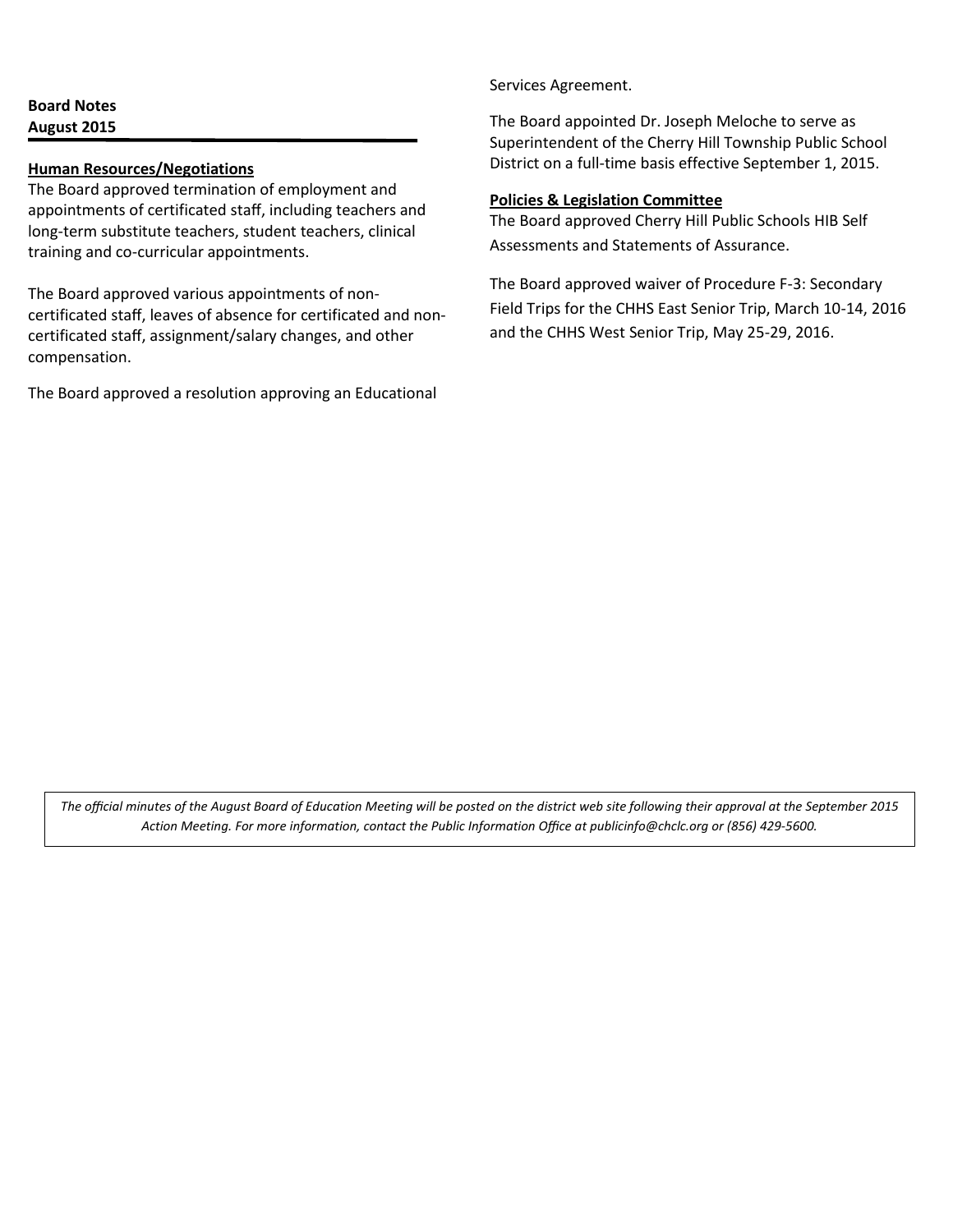**Board Notes**
**August 2015**

**Human Resources/Negotiations**

The Board approved termination of employment and appointments of certificated staff, including teachers and long-term substitute teachers, student teachers, clinical training and co-curricular appointments.

The Board approved various appointments of non-certificated staff, leaves of absence for certificated and non-certificated staff, assignment/salary changes, and other compensation.

The Board approved a resolution approving an Educational Services Agreement.

The Board appointed Dr. Joseph Meloche to serve as Superintendent of the Cherry Hill Township Public School District on a full-time basis effective September 1, 2015.

**Policies & Legislation Committee**

The Board approved Cherry Hill Public Schools HIB Self Assessments and Statements of Assurance.

The Board approved waiver of Procedure F-3: Secondary Field Trips for the CHHS East Senior Trip, March 10-14, 2016 and the CHHS West Senior Trip, May 25-29, 2016.

*The official minutes of the August Board of Education Meeting will be posted on the district web site following their approval at the September 2015 Action Meeting. For more information, contact the Public Information Office at publicinfo@chclc.org or (856) 429-5600.*